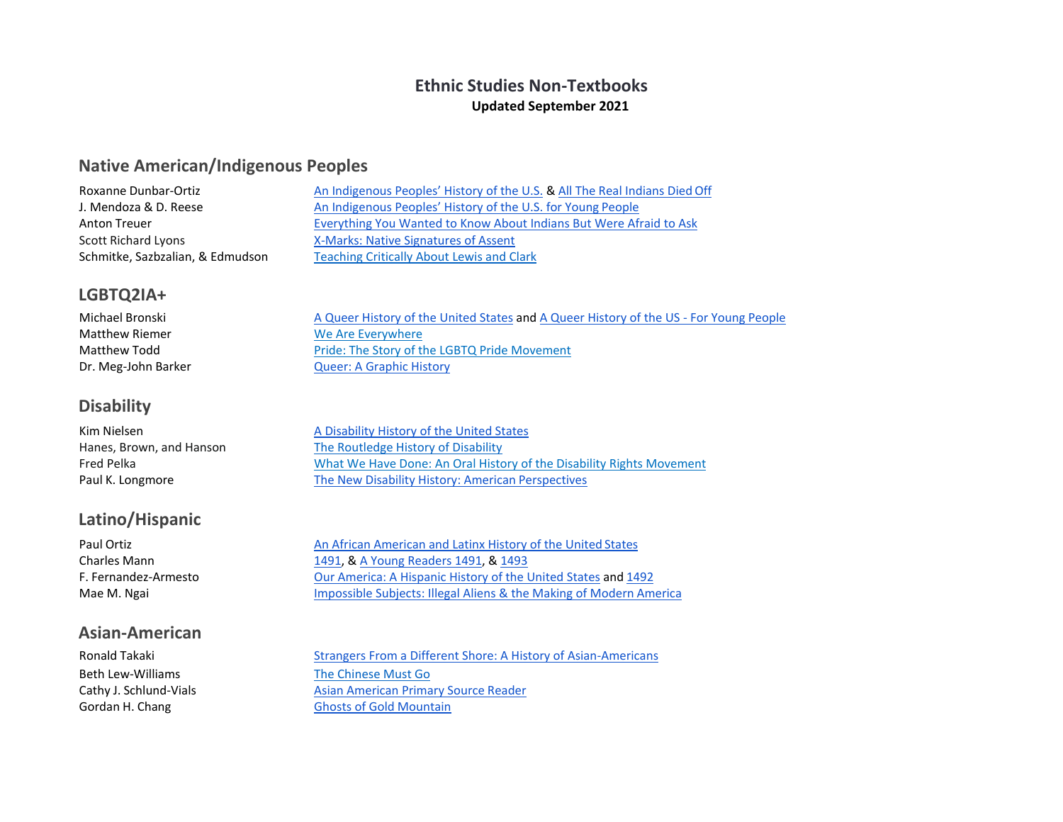# Ethnic Studies Non-Textbooks

**Updated September 2021**

## Native American/Indigenous Peoples

| | |
|---|---|
| Roxanne Dunbar-Ortiz | An Indigenous Peoples' History of the U.S. & All The Real Indians Died Off |
| J. Mendoza & D. Reese | An Indigenous Peoples' History of the U.S. for Young People |
| Anton Treuer | Everything You Wanted to Know About Indians But Were Afraid to Ask |
| Scott Richard Lyons | X-Marks: Native Signatures of Assent |
| Schmitke, Sazbzalian, & Edmudson | Teaching Critically About Lewis and Clark |

## LGBTQ2IA+

| | |
|---|---|
| Michael Bronski | A Queer History of the United States and A Queer History of the US - For Young People |
| Matthew Riemer | We Are Everywhere |
| Matthew Todd | Pride: The Story of the LGBTQ Pride Movement |
| Dr. Meg-John Barker | Queer: A Graphic History |

## Disability

| | |
|---|---|
| Kim Nielsen | A Disability History of the United States |
| Hanes, Brown, and Hanson | The Routledge History of Disability |
| Fred Pelka | What We Have Done: An Oral History of the Disability Rights Movement |
| Paul K. Longmore | The New Disability History: American Perspectives |

## Latino/Hispanic

| | |
|---|---|
| Paul Ortiz | An African American and Latinx History of the United States |
| Charles Mann | 1491, & A Young Readers 1491, & 1493 |
| F. Fernandez-Armesto | Our America: A Hispanic History of the United States and 1492 |
| Mae M. Ngai | Impossible Subjects: Illegal Aliens & the Making of Modern America |

## Asian-American

| | |
|---|---|
| Ronald Takaki | Strangers From a Different Shore: A History of Asian-Americans |
| Beth Lew-Williams | The Chinese Must Go |
| Cathy J. Schlund-Vials | Asian American Primary Source Reader |
| Gordan H. Chang | Ghosts of Gold Mountain |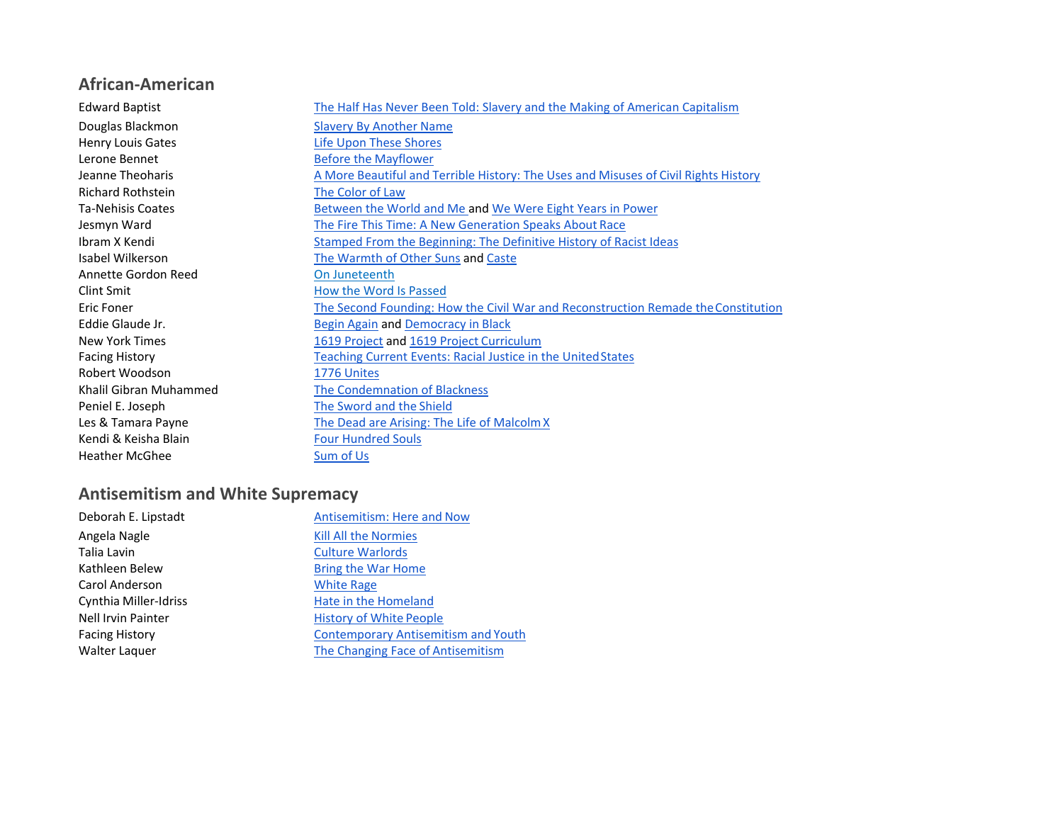## African-American

| | |
|---|---|
| Edward Baptist | The Half Has Never Been Told: Slavery and the Making of American Capitalism |
| Douglas Blackmon | Slavery By Another Name |
| Henry Louis Gates | Life Upon These Shores |
| Lerone Bennet | Before the Mayflower |
| Jeanne Theoharis | A More Beautiful and Terrible History: The Uses and Misuses of Civil Rights History |
| Richard Rothstein | The Color of Law |
| Ta-Nehisis Coates | Between the World and Me and We Were Eight Years in Power |
| Jesmyn Ward | The Fire This Time: A New Generation Speaks About Race |
| Ibram X Kendi | Stamped From the Beginning: The Definitive History of Racist Ideas |
| Isabel Wilkerson | The Warmth of Other Suns and Caste |
| Annette Gordon Reed | On Juneteenth |
| Clint Smit | How the Word Is Passed |
| Eric Foner | The Second Founding: How the Civil War and Reconstruction Remade the Constitution |
| Eddie Glaude Jr. | Begin Again and Democracy in Black |
| New York Times | 1619 Project and 1619 Project Curriculum |
| Facing History | Teaching Current Events: Racial Justice in the United States |
| Robert Woodson | 1776 Unites |
| Khalil Gibran Muhammed | The Condemnation of Blackness |
| Peniel E. Joseph | The Sword and the Shield |
| Les & Tamara Payne | The Dead are Arising: The Life of Malcolm X |
| Kendi & Keisha Blain | Four Hundred Souls |
| Heather McGhee | Sum of Us |

## Antisemitism and White Supremacy

| | |
|---|---|
| Deborah E. Lipstadt | Antisemitism: Here and Now |
| Angela Nagle | Kill All the Normies |
| Talia Lavin | Culture Warlords |
| Kathleen Belew | Bring the War Home |
| Carol Anderson | White Rage |
| Cynthia Miller-Idriss | Hate in the Homeland |
| Nell Irvin Painter | History of White People |
| Facing History | Contemporary Antisemitism and Youth |
| Walter Laquer | The Changing Face of Antisemitism |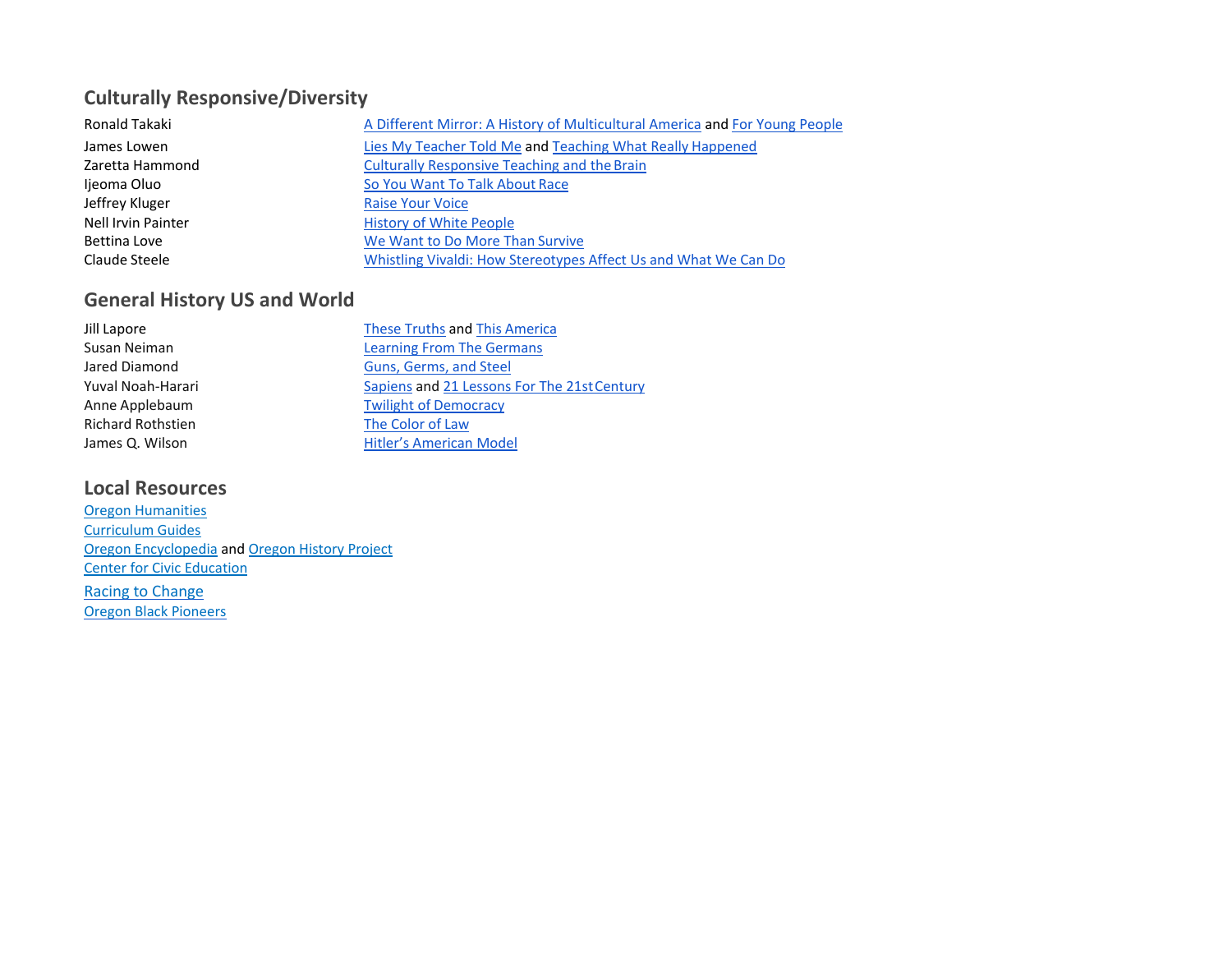## Culturally Responsive/Diversity

| | |
|---|---|
| Ronald Takaki | A Different Mirror: A History of Multicultural America and For Young People |
| James Lowen | Lies My Teacher Told Me and Teaching What Really Happened |
| Zaretta Hammond | Culturally Responsive Teaching and the Brain |
| Ijeoma Oluo | So You Want To Talk About Race |
| Jeffrey Kluger | Raise Your Voice |
| Nell Irvin Painter | History of White People |
| Bettina Love | We Want to Do More Than Survive |
| Claude Steele | Whistling Vivaldi: How Stereotypes Affect Us and What We Can Do |

## General History US and World

| | |
|---|---|
| Jill Lapore | These Truths and This America |
| Susan Neiman | Learning From The Germans |
| Jared Diamond | Guns, Germs, and Steel |
| Yuval Noah-Harari | Sapiens and 21 Lessons For The 21st Century |
| Anne Applebaum | Twilight of Democracy |
| Richard Rothstien | The Color of Law |
| James Q. Wilson | Hitler's American Model |

## Local Resources

Oregon Humanities
Curriculum Guides
Oregon Encyclopedia and Oregon History Project
Center for Civic Education
Racing to Change
Oregon Black Pioneers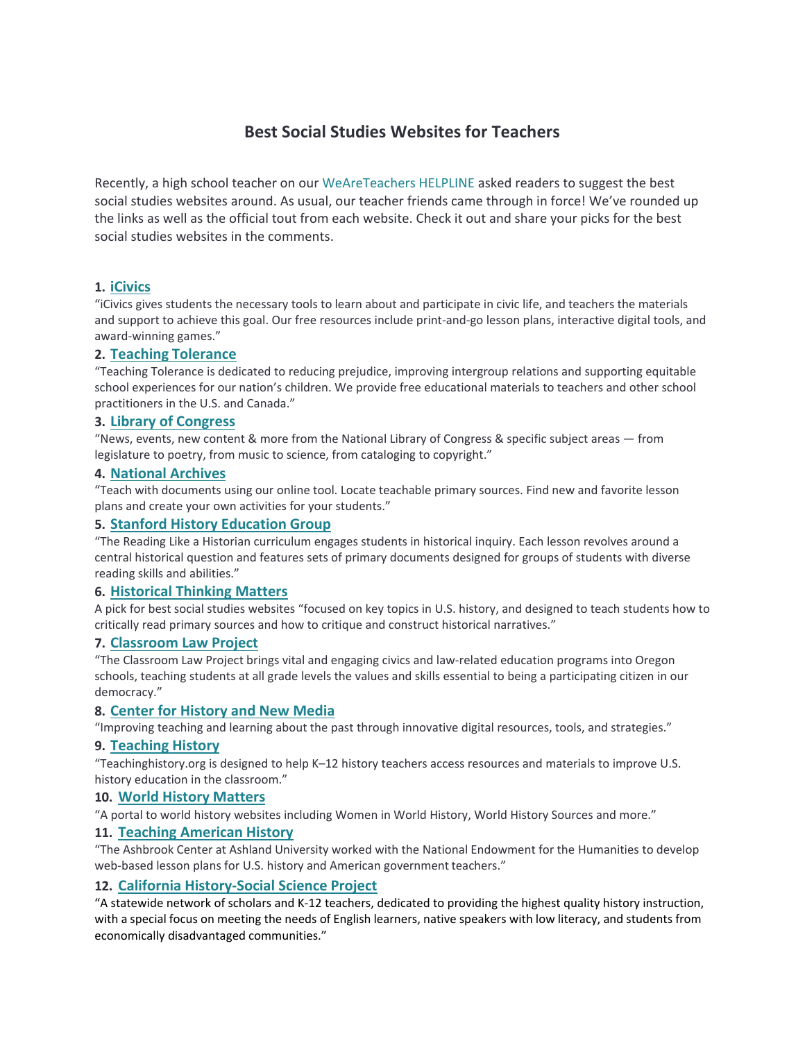# Best Social Studies Websites for Teachers

Recently, a high school teacher on our WeAreTeachers HELPLINE asked readers to suggest the best social studies websites around. As usual, our teacher friends came through in force! We've rounded up the links as well as the official tout from each website. Check it out and share your picks for the best social studies websites in the comments.

**1. iCivics**

"iCivics gives students the necessary tools to learn about and participate in civic life, and teachers the materials and support to achieve this goal. Our free resources include print-and-go lesson plans, interactive digital tools, and award-winning games."

**2. Teaching Tolerance**

"Teaching Tolerance is dedicated to reducing prejudice, improving intergroup relations and supporting equitable school experiences for our nation's children. We provide free educational materials to teachers and other school practitioners in the U.S. and Canada."

**3. Library of Congress**

"News, events, new content & more from the National Library of Congress & specific subject areas — from legislature to poetry, from music to science, from cataloging to copyright."

**4. National Archives**

"Teach with documents using our online tool. Locate teachable primary sources. Find new and favorite lesson plans and create your own activities for your students."

**5. Stanford History Education Group**

"The Reading Like a Historian curriculum engages students in historical inquiry. Each lesson revolves around a central historical question and features sets of primary documents designed for groups of students with diverse reading skills and abilities."

**6. Historical Thinking Matters**

A pick for best social studies websites "focused on key topics in U.S. history, and designed to teach students how to critically read primary sources and how to critique and construct historical narratives."

**7. Classroom Law Project**

"The Classroom Law Project brings vital and engaging civics and law-related education programs into Oregon schools, teaching students at all grade levels the values and skills essential to being a participating citizen in our democracy."

**8. Center for History and New Media**

"Improving teaching and learning about the past through innovative digital resources, tools, and strategies."

**9. Teaching History**

"Teachinghistory.org is designed to help K–12 history teachers access resources and materials to improve U.S. history education in the classroom."

**10. World History Matters**

"A portal to world history websites including Women in World History, World History Sources and more."

**11. Teaching American History**

"The Ashbrook Center at Ashland University worked with the National Endowment for the Humanities to develop web-based lesson plans for U.S. history and American government teachers."

**12. California History-Social Science Project**

"A statewide network of scholars and K-12 teachers, dedicated to providing the highest quality history instruction, with a special focus on meeting the needs of English learners, native speakers with low literacy, and students from economically disadvantaged communities."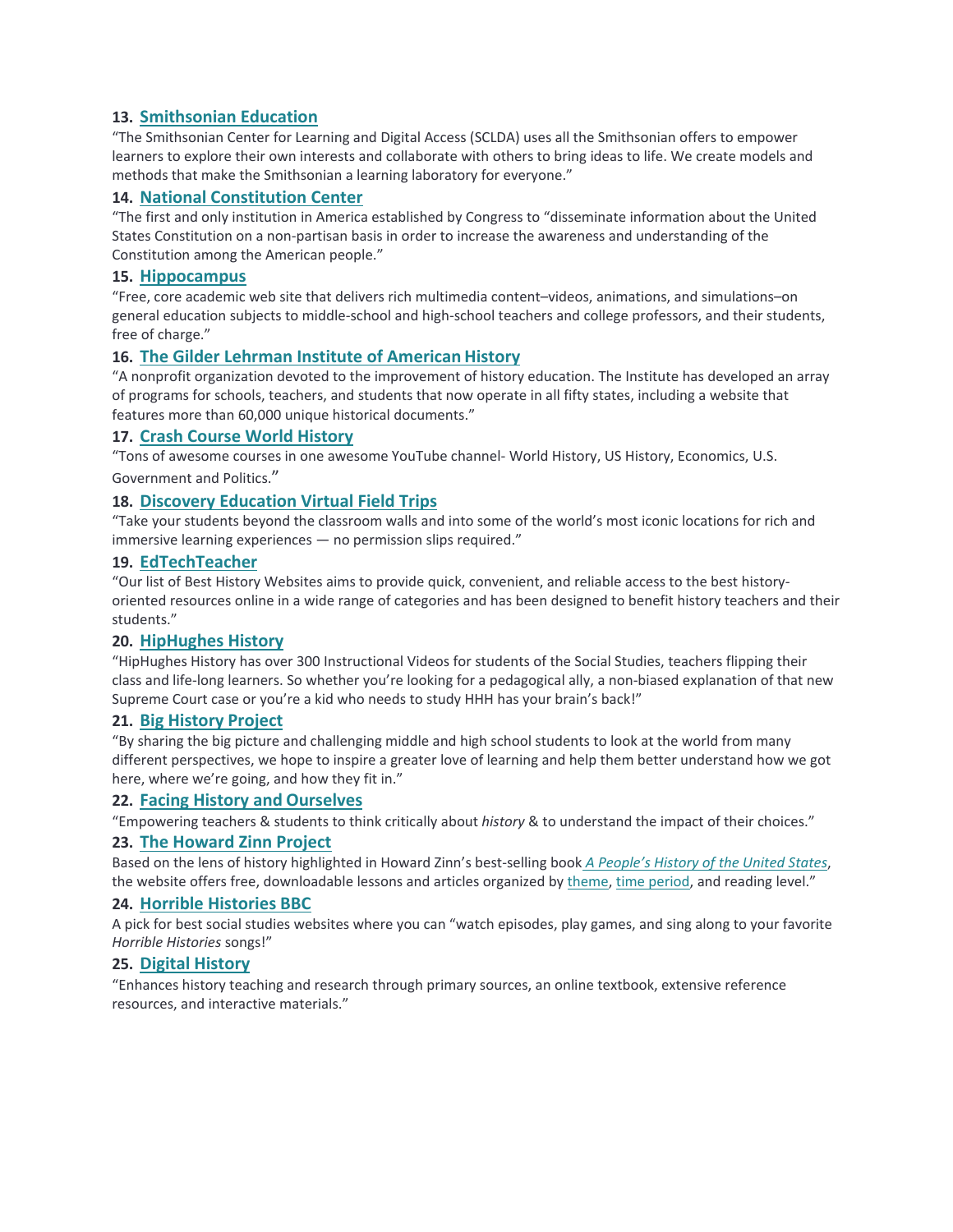**13. Smithsonian Education**

"The Smithsonian Center for Learning and Digital Access (SCLDA) uses all the Smithsonian offers to empower learners to explore their own interests and collaborate with others to bring ideas to life. We create models and methods that make the Smithsonian a learning laboratory for everyone."

**14. National Constitution Center**

"The first and only institution in America established by Congress to "disseminate information about the United States Constitution on a non-partisan basis in order to increase the awareness and understanding of the Constitution among the American people."

**15. Hippocampus**

"Free, core academic web site that delivers rich multimedia content–videos, animations, and simulations–on general education subjects to middle-school and high-school teachers and college professors, and their students, free of charge."

**16. The Gilder Lehrman Institute of American History**

"A nonprofit organization devoted to the improvement of history education. The Institute has developed an array of programs for schools, teachers, and students that now operate in all fifty states, including a website that features more than 60,000 unique historical documents."

**17. Crash Course World History**

"Tons of awesome courses in one awesome YouTube channel- World History, US History, Economics, U.S. Government and Politics."

**18. Discovery Education Virtual Field Trips**

"Take your students beyond the classroom walls and into some of the world's most iconic locations for rich and immersive learning experiences — no permission slips required."

**19. EdTechTeacher**

"Our list of Best History Websites aims to provide quick, convenient, and reliable access to the best history-oriented resources online in a wide range of categories and has been designed to benefit history teachers and their students."

**20. HipHughes History**

"HipHughes History has over 300 Instructional Videos for students of the Social Studies, teachers flipping their class and life-long learners. So whether you're looking for a pedagogical ally, a non-biased explanation of that new Supreme Court case or you're a kid who needs to study HHH has your brain's back!"

**21. Big History Project**

"By sharing the big picture and challenging middle and high school students to look at the world from many different perspectives, we hope to inspire a greater love of learning and help them better understand how we got here, where we're going, and how they fit in."

**22. Facing History and Ourselves**

"Empowering teachers & students to think critically about *history* & to understand the impact of their choices."

**23. The Howard Zinn Project**

Based on the lens of history highlighted in Howard Zinn's best-selling book *A People's History of the United States*, the website offers free, downloadable lessons and articles organized by theme, time period, and reading level."

**24. Horrible Histories BBC**

A pick for best social studies websites where you can "watch episodes, play games, and sing along to your favorite *Horrible Histories* songs!"

**25. Digital History**

"Enhances history teaching and research through primary sources, an online textbook, extensive reference resources, and interactive materials."